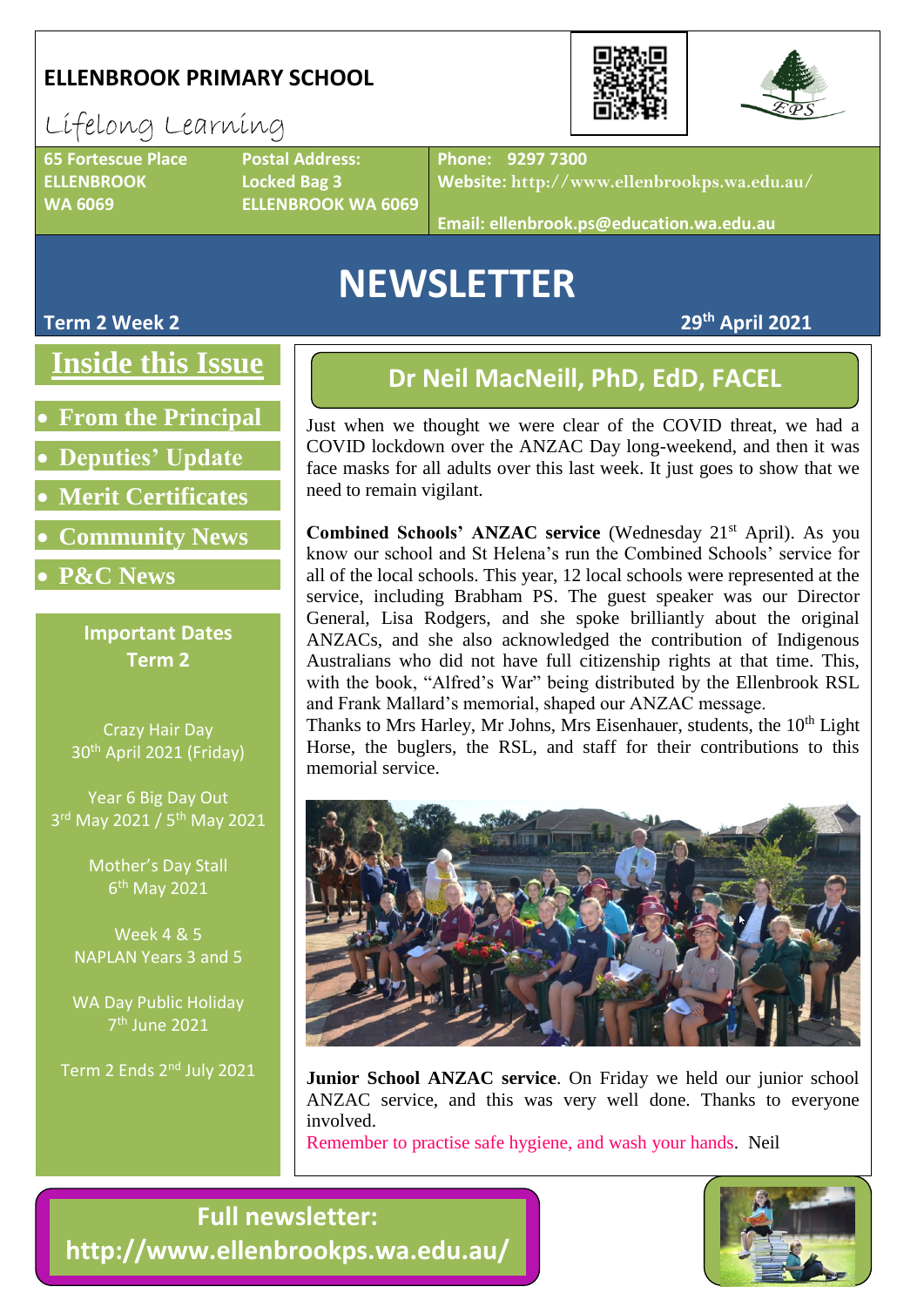# ELLENBROOK PRIMARY SCHOOL

Lifelong Learning

65 Fortescue Place
ELLENBROOK
WA 6069

Postal Address:
Locked Bag 3
ELLENBROOK WA 6069

Phone: 9297 7300
Website: http://www.ellenbrookps.wa.edu.au/

Email: ellenbrook.ps@education.wa.edu.au

# NEWSLETTER

**Term 2 Week 2** — **29th April 2021**

## Inside this Issue

- From the Principal
- Deputies' Update
- Merit Certificates
- Community News
- P&C News

### Important Dates Term 2

Crazy Hair Day
30th April 2021 (Friday)

Year 6 Big Day Out
3rd May 2021 / 5th May 2021

Mother's Day Stall
6th May 2021

Week 4 & 5
NAPLAN Years 3 and 5

WA Day Public Holiday
7th June 2021

Term 2 Ends 2nd July 2021

## Dr Neil MacNeill, PhD, EdD, FACEL

Just when we thought we were clear of the COVID threat, we had a COVID lockdown over the ANZAC Day long-weekend, and then it was face masks for all adults over this last week. It just goes to show that we need to remain vigilant.

**Combined Schools' ANZAC service** (Wednesday 21st April). As you know our school and St Helena's run the Combined Schools' service for all of the local schools. This year, 12 local schools were represented at the service, including Brabham PS. The guest speaker was our Director General, Lisa Rodgers, and she spoke brilliantly about the original ANZACs, and she also acknowledged the contribution of Indigenous Australians who did not have full citizenship rights at that time. This, with the book, "Alfred's War" being distributed by the Ellenbrook RSL and Frank Mallard's memorial, shaped our ANZAC message.
Thanks to Mrs Harley, Mr Johns, Mrs Eisenhauer, students, the 10th Light Horse, the buglers, the RSL, and staff for their contributions to this memorial service.

**Junior School ANZAC service**. On Friday we held our junior school ANZAC service, and this was very well done. Thanks to everyone involved.
Remember to practise safe hygiene, and wash your hands. Neil

**Full newsletter: http://www.ellenbrookps.wa.edu.au/**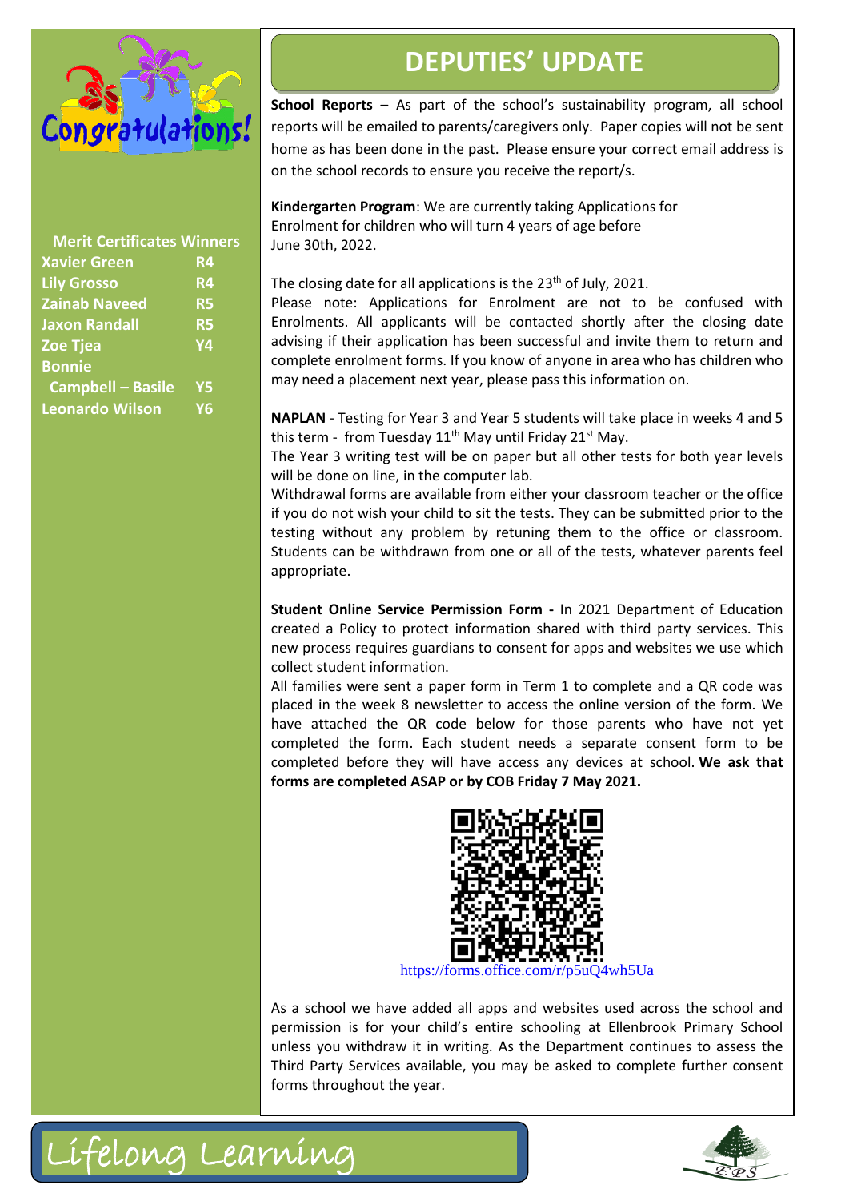Congratulations!

**Merit Certificates Winners**

| Name | Class |
| --- | --- |
| Xavier Green | R4 |
| Lily Grosso | R4 |
| Zainab Naveed | R5 |
| Jaxon Randall | R5 |
| Zoe Tjea | Y4 |
| Bonnie Campbell – Basile | Y5 |
| Leonardo Wilson | Y6 |

# DEPUTIES' UPDATE

**School Reports** – As part of the school's sustainability program, all school reports will be emailed to parents/caregivers only. Paper copies will not be sent home as has been done in the past. Please ensure your correct email address is on the school records to ensure you receive the report/s.

**Kindergarten Program**: We are currently taking Applications for Enrolment for children who will turn 4 years of age before June 30th, 2022.

The closing date for all applications is the 23th of July, 2021.

Please note: Applications for Enrolment are not to be confused with Enrolments. All applicants will be contacted shortly after the closing date advising if their application has been successful and invite them to return and complete enrolment forms. If you know of anyone in area who has children who may need a placement next year, please pass this information on.

**NAPLAN** - Testing for Year 3 and Year 5 students will take place in weeks 4 and 5 this term - from Tuesday 11th May until Friday 21st May.

The Year 3 writing test will be on paper but all other tests for both year levels will be done on line, in the computer lab.

Withdrawal forms are available from either your classroom teacher or the office if you do not wish your child to sit the tests. They can be submitted prior to the testing without any problem by retuning them to the office or classroom. Students can be withdrawn from one or all of the tests, whatever parents feel appropriate.

**Student Online Service Permission Form -** In 2021 Department of Education created a Policy to protect information shared with third party services. This new process requires guardians to consent for apps and websites we use which collect student information.

All families were sent a paper form in Term 1 to complete and a QR code was placed in the week 8 newsletter to access the online version of the form. We have attached the QR code below for those parents who have not yet completed the form. Each student needs a separate consent form to be completed before they will have access any devices at school. **We ask that forms are completed ASAP or by COB Friday 7 May 2021.**

https://forms.office.com/r/p5uQ4wh5Ua

As a school we have added all apps and websites used across the school and permission is for your child's entire schooling at Ellenbrook Primary School unless you withdraw it in writing. As the Department continues to assess the Third Party Services available, you may be asked to complete further consent forms throughout the year.

Lifelong Learning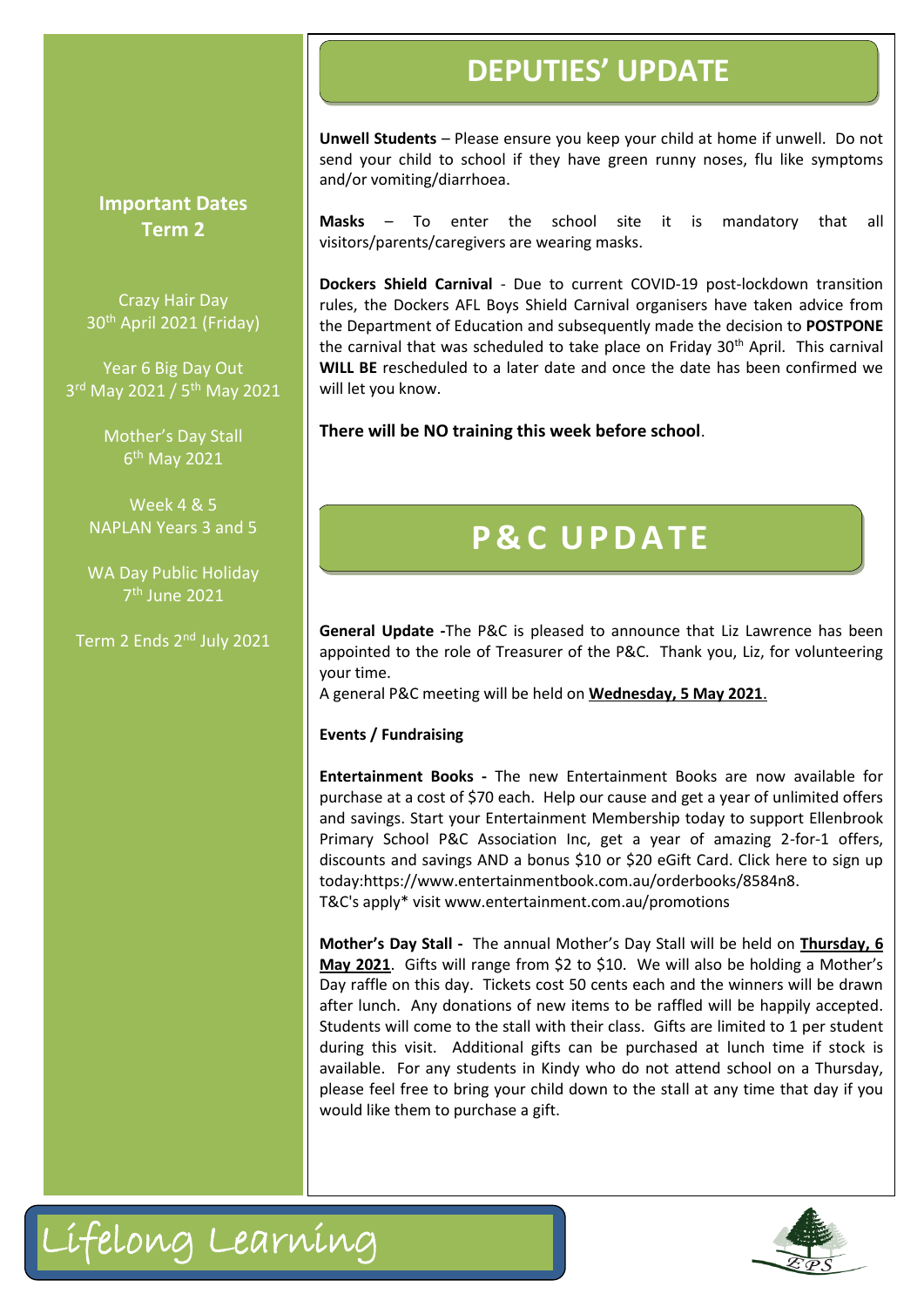## Important Dates Term 2

Crazy Hair Day
30th April 2021 (Friday)

Year 6 Big Day Out
3rd May 2021 / 5th May 2021

Mother's Day Stall
6th May 2021

Week 4 & 5
NAPLAN Years 3 and 5

WA Day Public Holiday
7th June 2021

Term 2 Ends 2nd July 2021

# DEPUTIES' UPDATE

**Unwell Students** – Please ensure you keep your child at home if unwell. Do not send your child to school if they have green runny noses, flu like symptoms and/or vomiting/diarrhoea.

**Masks** – To enter the school site it is mandatory that all visitors/parents/caregivers are wearing masks.

**Dockers Shield Carnival** - Due to current COVID-19 post-lockdown transition rules, the Dockers AFL Boys Shield Carnival organisers have taken advice from the Department of Education and subsequently made the decision to **POSTPONE** the carnival that was scheduled to take place on Friday 30th April. This carnival **WILL BE** rescheduled to a later date and once the date has been confirmed we will let you know.

**There will be NO training this week before school**.

# P&C UPDATE

**General Update -**The P&C is pleased to announce that Liz Lawrence has been appointed to the role of Treasurer of the P&C. Thank you, Liz, for volunteering your time.
A general P&C meeting will be held on **Wednesday, 5 May 2021**.

**Events / Fundraising**

**Entertainment Books -** The new Entertainment Books are now available for purchase at a cost of $70 each. Help our cause and get a year of unlimited offers and savings. Start your Entertainment Membership today to support Ellenbrook Primary School P&C Association Inc, get a year of amazing 2-for-1 offers, discounts and savings AND a bonus $10 or $20 eGift Card. Click here to sign up today:https://www.entertainmentbook.com.au/orderbooks/8584n8.
T&C's apply* visit www.entertainment.com.au/promotions

**Mother's Day Stall -** The annual Mother's Day Stall will be held on **Thursday, 6 May 2021**. Gifts will range from $2 to $10. We will also be holding a Mother's Day raffle on this day. Tickets cost 50 cents each and the winners will be drawn after lunch. Any donations of new items to be raffled will be happily accepted. Students will come to the stall with their class. Gifts are limited to 1 per student during this visit. Additional gifts can be purchased at lunch time if stock is available. For any students in Kindy who do not attend school on a Thursday, please feel free to bring your child down to the stall at any time that day if you would like them to purchase a gift.

Lifelong Learning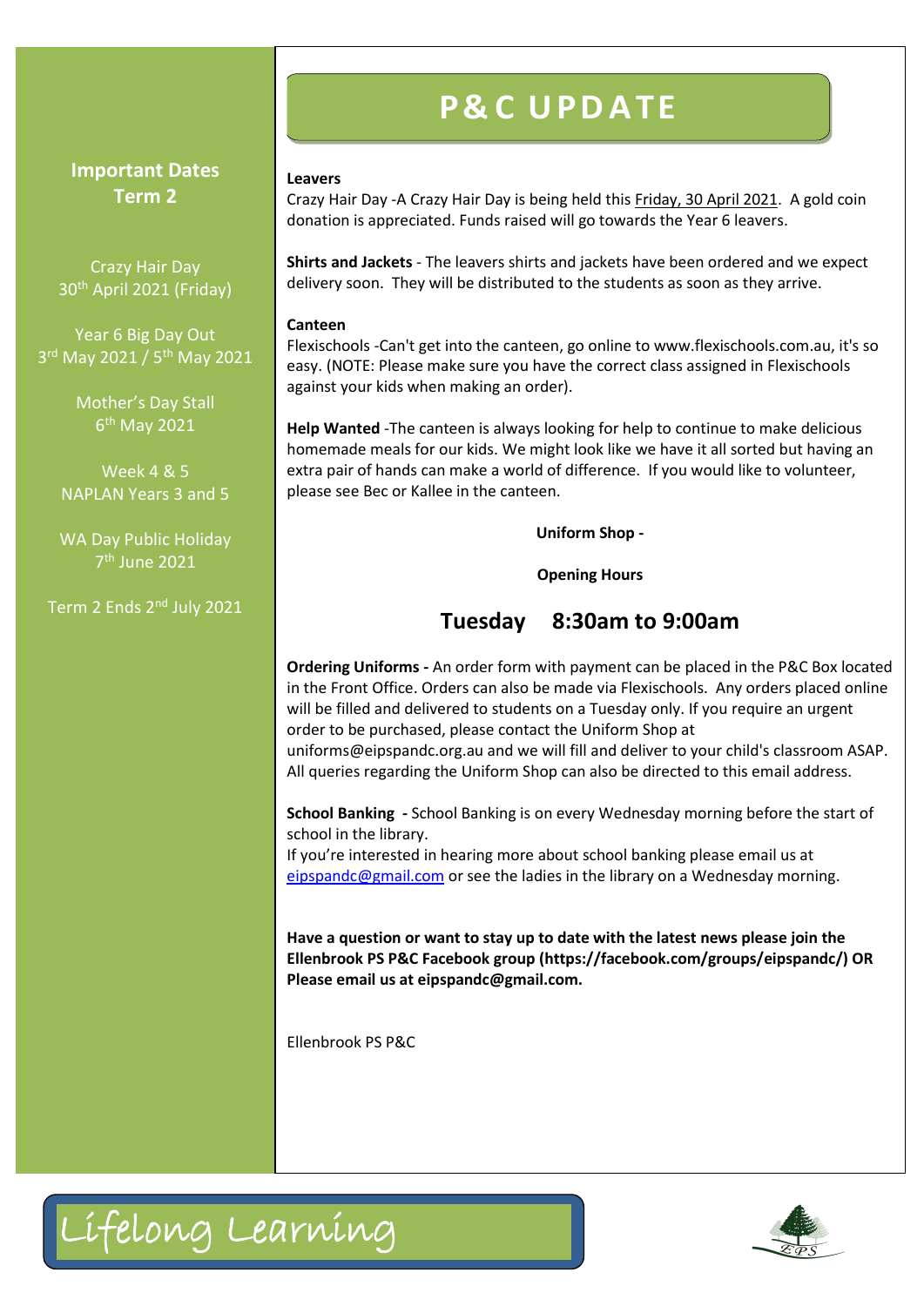## Important Dates Term 2

Crazy Hair Day
30th April 2021 (Friday)

Year 6 Big Day Out
3rd May 2021 / 5th May 2021

Mother's Day Stall
6th May 2021

Week 4 & 5
NAPLAN Years 3 and 5

WA Day Public Holiday
7th June 2021

Term 2 Ends 2nd July 2021

# P&C UPDATE

**Leavers**

Crazy Hair Day -A Crazy Hair Day is being held this Friday, 30 April 2021. A gold coin donation is appreciated. Funds raised will go towards the Year 6 leavers.

**Shirts and Jackets** - The leavers shirts and jackets have been ordered and we expect delivery soon. They will be distributed to the students as soon as they arrive.

**Canteen**

Flexischools -Can't get into the canteen, go online to www.flexischools.com.au, it's so easy. (NOTE: Please make sure you have the correct class assigned in Flexischools against your kids when making an order).

**Help Wanted** -The canteen is always looking for help to continue to make delicious homemade meals for our kids. We might look like we have it all sorted but having an extra pair of hands can make a world of difference. If you would like to volunteer, please see Bec or Kallee in the canteen.

**Uniform Shop -**

**Opening Hours**

## Tuesday 8:30am to 9:00am

**Ordering Uniforms -** An order form with payment can be placed in the P&C Box located in the Front Office. Orders can also be made via Flexischools. Any orders placed online will be filled and delivered to students on a Tuesday only. If you require an urgent order to be purchased, please contact the Uniform Shop at uniforms@eipspandc.org.au and we will fill and deliver to your child's classroom ASAP. All queries regarding the Uniform Shop can also be directed to this email address.

**School Banking -** School Banking is on every Wednesday morning before the start of school in the library.
If you're interested in hearing more about school banking please email us at eipspandc@gmail.com or see the ladies in the library on a Wednesday morning.

**Have a question or want to stay up to date with the latest news please join the Ellenbrook PS P&C Facebook group (https://facebook.com/groups/eipspandc/) OR Please email us at eipspandc@gmail.com.**

Ellenbrook PS P&C

Lifelong Learning